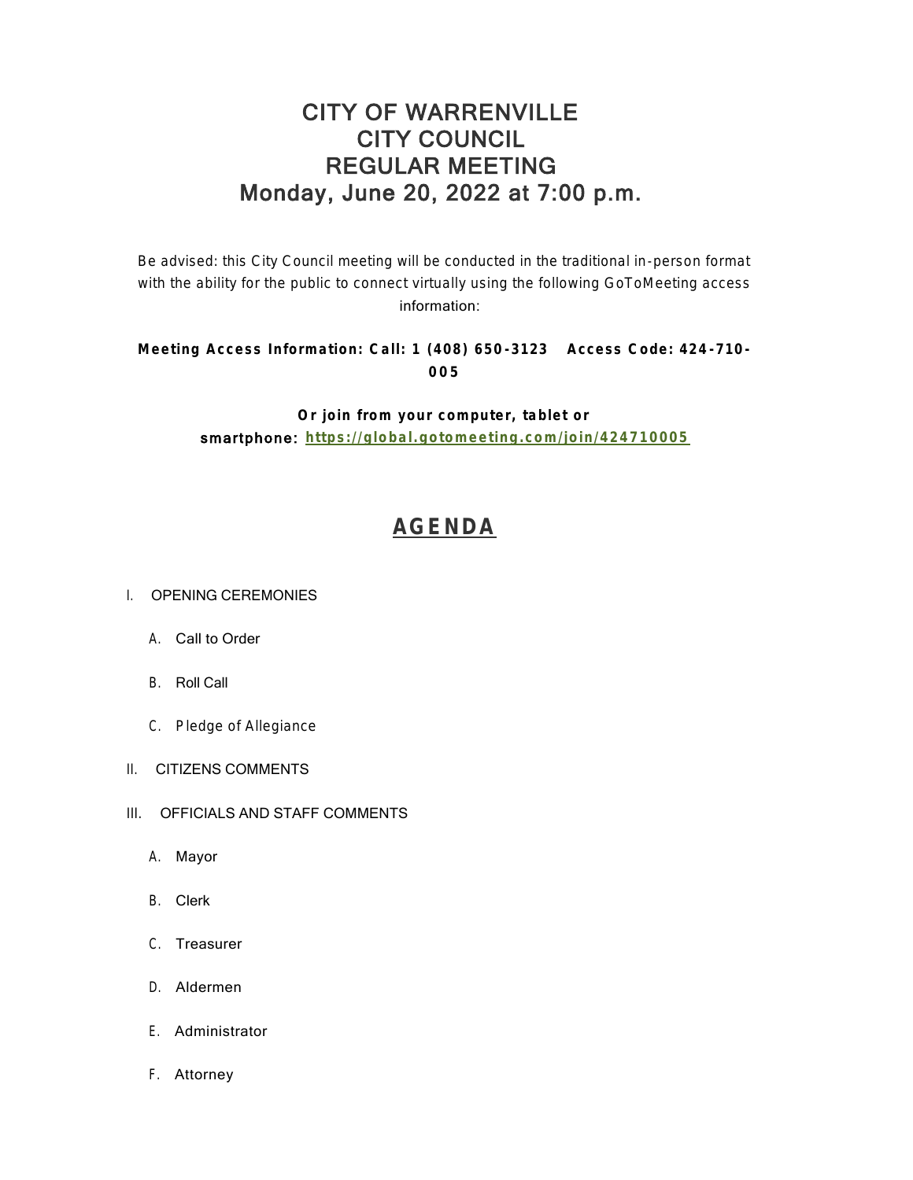# CITY OF WARRENVILLE
# CITY COUNCIL
# REGULAR MEETING
# Monday, June 20, 2022 at 7:00 p.m.

Be advised: this City Council meeting will be conducted in the traditional in-person format with the ability for the public to connect virtually using the following GoToMeeting access information:

**Meeting Access Information: Call: 1 (408) 650-3123 Access Code: 424-710-005**

**Or join from your computer, tablet or smartphone: [https://global.gotomeeting.com/join/424710005](https://global.gotomeeting.com/join/424710005)**

## AGENDA

I. OPENING CEREMONIES

   A. Call to Order

   B. Roll Call

   C. Pledge of Allegiance

II. CITIZENS COMMENTS

III. OFFICIALS AND STAFF COMMENTS

   A. Mayor

   B. Clerk

   C. Treasurer

   D. Aldermen

   E. Administrator

   F. Attorney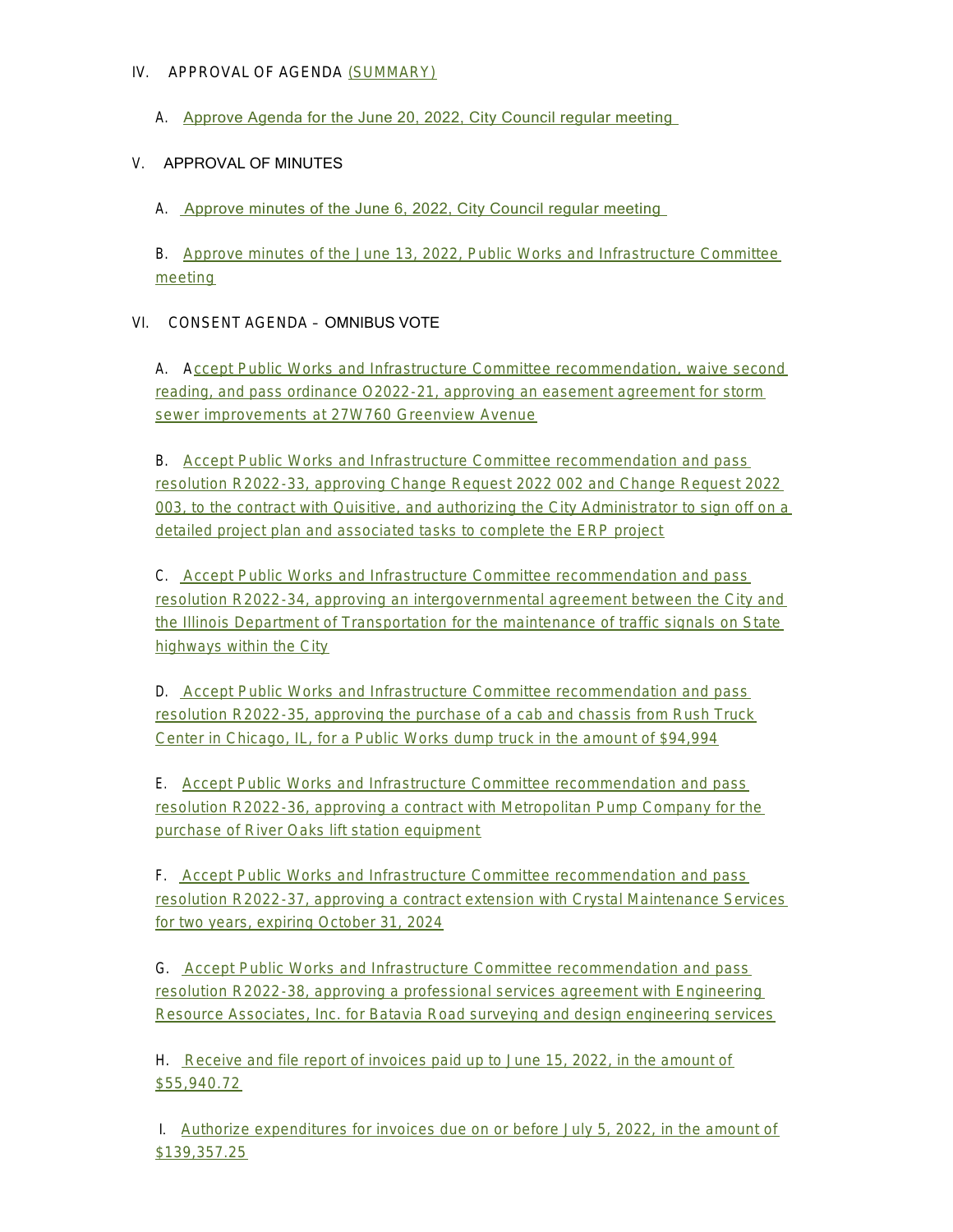## IV. APPROVAL OF AGENDA (SUMMARY)

A. Approve Agenda for the June 20, 2022, City Council regular meeting

## V. APPROVAL OF MINUTES

A. Approve minutes of the June 6, 2022, City Council regular meeting

B. Approve minutes of the June 13, 2022, Public Works and Infrastructure Committee meeting

## VI. CONSENT AGENDA – OMNIBUS VOTE

A. Accept Public Works and Infrastructure Committee recommendation, waive second reading, and pass ordinance O2022-21, approving an easement agreement for storm sewer improvements at 27W760 Greenview Avenue

B. Accept Public Works and Infrastructure Committee recommendation and pass resolution R2022-33, approving Change Request 2022 002 and Change Request 2022 003, to the contract with Quisitive, and authorizing the City Administrator to sign off on a detailed project plan and associated tasks to complete the ERP project

C. Accept Public Works and Infrastructure Committee recommendation and pass resolution R2022-34, approving an intergovernmental agreement between the City and the Illinois Department of Transportation for the maintenance of traffic signals on State highways within the City

D. Accept Public Works and Infrastructure Committee recommendation and pass resolution R2022-35, approving the purchase of a cab and chassis from Rush Truck Center in Chicago, IL, for a Public Works dump truck in the amount of $94,994

E. Accept Public Works and Infrastructure Committee recommendation and pass resolution R2022-36, approving a contract with Metropolitan Pump Company for the purchase of River Oaks lift station equipment

F. Accept Public Works and Infrastructure Committee recommendation and pass resolution R2022-37, approving a contract extension with Crystal Maintenance Services for two years, expiring October 31, 2024

G. Accept Public Works and Infrastructure Committee recommendation and pass resolution R2022-38, approving a professional services agreement with Engineering Resource Associates, Inc. for Batavia Road surveying and design engineering services

H. Receive and file report of invoices paid up to June 15, 2022, in the amount of $55,940.72

I. Authorize expenditures for invoices due on or before July 5, 2022, in the amount of $139,357.25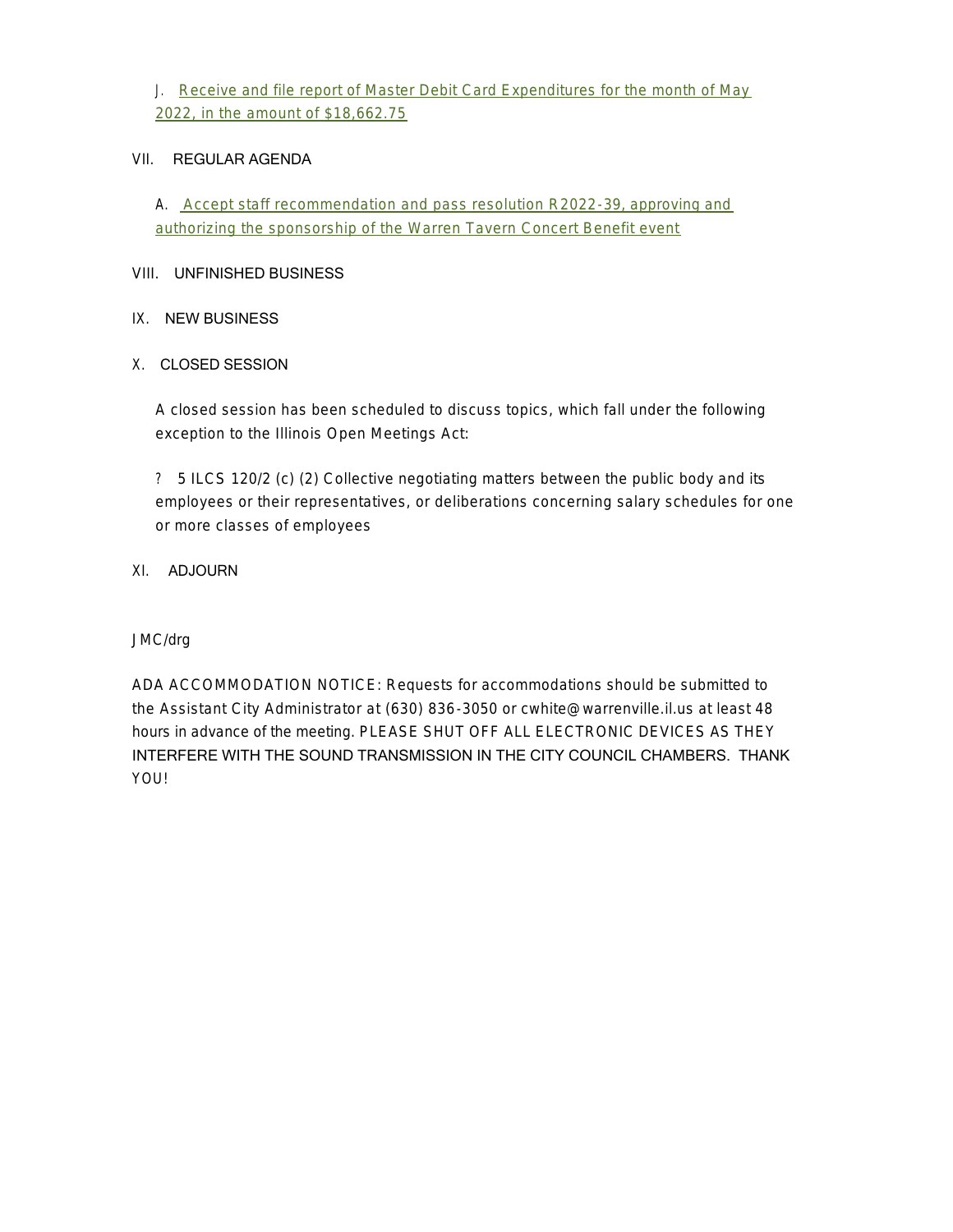J. Receive and file report of Master Debit Card Expenditures for the month of May 2022, in the amount of $18,662.75

VII. REGULAR AGENDA

A. Accept staff recommendation and pass resolution R2022-39, approving and authorizing the sponsorship of the Warren Tavern Concert Benefit event

VIII. UNFINISHED BUSINESS

IX. NEW BUSINESS

X. CLOSED SESSION

A closed session has been scheduled to discuss topics, which fall under the following exception to the Illinois Open Meetings Act:

? 5 ILCS 120/2 (c) (2) Collective negotiating matters between the public body and its employees or their representatives, or deliberations concerning salary schedules for one or more classes of employees

XI. ADJOURN

JMC/drg

ADA ACCOMMODATION NOTICE: Requests for accommodations should be submitted to the Assistant City Administrator at (630) 836-3050 or cwhite@warrenville.il.us at least 48 hours in advance of the meeting. PLEASE SHUT OFF ALL ELECTRONIC DEVICES AS THEY INTERFERE WITH THE SOUND TRANSMISSION IN THE CITY COUNCIL CHAMBERS. THANK YOU!